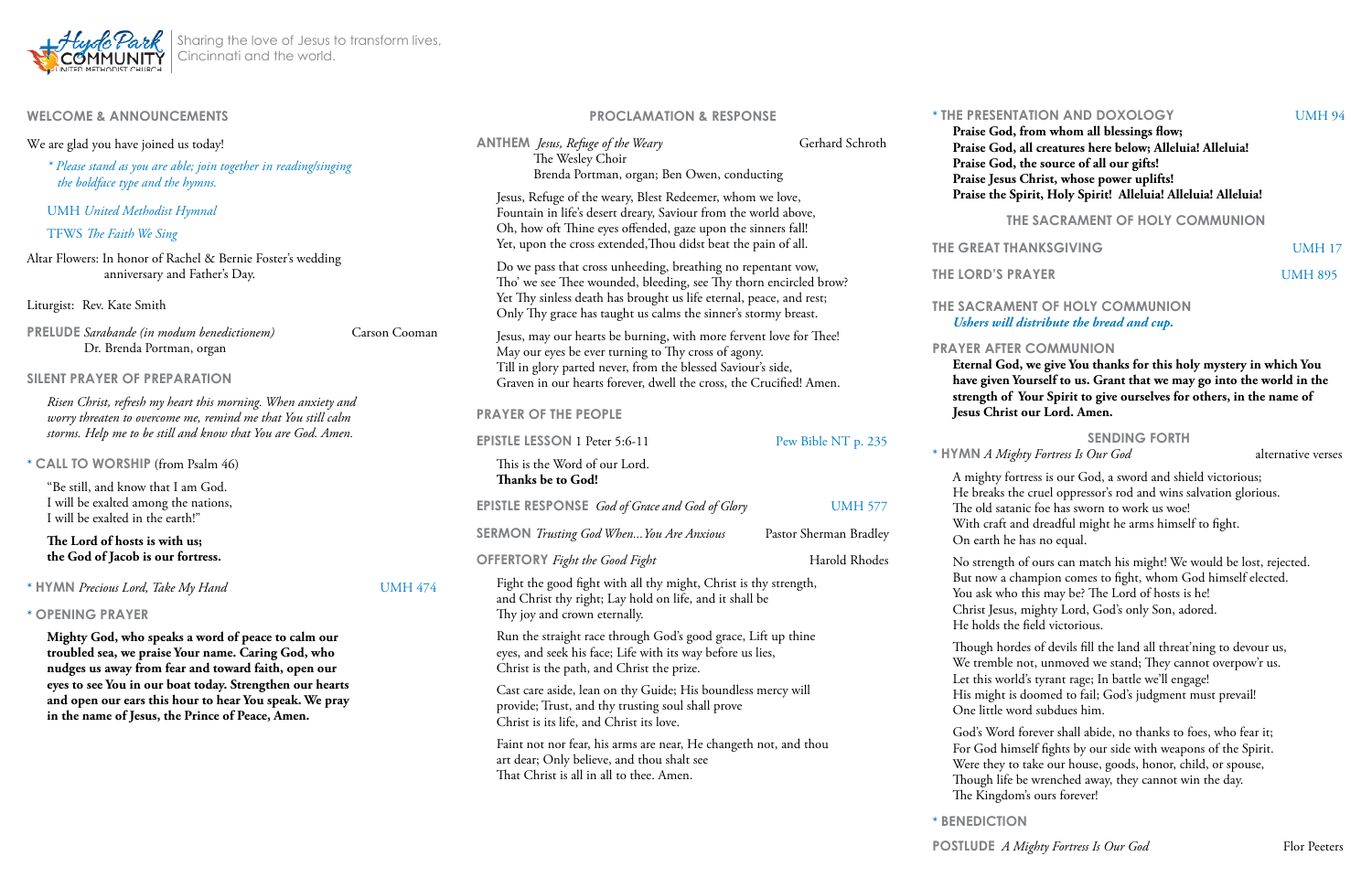Hyde Park Community United Methodist Church | Sharing the love of Jesus to transform lives, Cincinnati and the world.

## WELCOME & ANNOUNCEMENTS

We are glad you have joined us today!

*\* Please stand as you are able; join together in reading/singing the boldface type and the hymns.*

UMH *United Methodist Hymnal*

TFWS *The Faith We Sing*

Altar Flowers: In honor of Rachel & Bernie Foster's wedding anniversary and Father's Day.

Liturgist: Rev. Kate Smith

**PRELUDE** *Sarabande (in modum benedictionem)* — Carson Cooman
Dr. Brenda Portman, organ

**SILENT PRAYER OF PREPARATION**

*Risen Christ, refresh my heart this morning. When anxiety and worry threaten to overcome me, remind me that You still calm storms. Help me to be still and know that You are God. Amen.*

**\* CALL TO WORSHIP** (from Psalm 46)

"Be still, and know that I am God.
I will be exalted among the nations,
I will be exalted in the earth!"

**The Lord of hosts is with us;
the God of Jacob is our fortress.**

**\* HYMN** *Precious Lord, Take My Hand* — UMH 474

**\* OPENING PRAYER**

**Mighty God, who speaks a word of peace to calm our troubled sea, we praise Your name. Caring God, who nudges us away from fear and toward faith, open our eyes to see You in our boat today. Strengthen our hearts and open our ears this hour to hear You speak. We pray in the name of Jesus, the Prince of Peace, Amen.**

## PROCLAMATION & RESPONSE

**ANTHEM** *Jesus, Refuge of the Weary* — Gerhard Schroth
The Wesley Choir
Brenda Portman, organ; Ben Owen, conducting

Jesus, Refuge of the weary, Blest Redeemer, whom we love,
Fountain in life's desert dreary, Saviour from the world above,
Oh, how oft Thine eyes offended, gaze upon the sinners fall!
Yet, upon the cross extended,Thou didst beat the pain of all.

Do we pass that cross unheeding, breathing no repentant vow,
Tho' we see Thee wounded, bleeding, see Thy thorn encircled brow?
Yet Thy sinless death has brought us life eternal, peace, and rest;
Only Thy grace has taught us calms the sinner's stormy breast.

Jesus, may our hearts be burning, with more fervent love for Thee!
May our eyes be ever turning to Thy cross of agony.
Till in glory parted never, from the blessed Saviour's side,
Graven in our hearts forever, dwell the cross, the Crucified! Amen.

**PRAYER OF THE PEOPLE**

**EPISTLE LESSON** 1 Peter 5:6-11 — Pew Bible NT p. 235

This is the Word of our Lord.
**Thanks be to God!**

**EPISTLE RESPONSE** *God of Grace and God of Glory* — UMH 577

**SERMON** *Trusting God When…You Are Anxious* — Pastor Sherman Bradley

**OFFERTORY** *Fight the Good Fight* — Harold Rhodes

Fight the good fight with all thy might, Christ is thy strength, and Christ thy right; Lay hold on life, and it shall be Thy joy and crown eternally.

Run the straight race through God's good grace, Lift up thine eyes, and seek his face; Life with its way before us lies, Christ is the path, and Christ the prize.

Cast care aside, lean on thy Guide; His boundless mercy will provide; Trust, and thy trusting soul shall prove Christ is its life, and Christ its love.

Faint not nor fear, his arms are near, He changeth not, and thou art dear; Only believe, and thou shalt see That Christ is all in all to thee. Amen.

**\* THE PRESENTATION AND DOXOLOGY** — UMH 94

**Praise God, from whom all blessings flow;
Praise God, all creatures here below; Alleluia! Alleluia!
Praise God, the source of all our gifts!
Praise Jesus Christ, whose power uplifts!
Praise the Spirit, Holy Spirit! Alleluia! Alleluia! Alleluia!**

## THE SACRAMENT OF HOLY COMMUNION

**THE GREAT THANKSGIVING** — UMH 17

**THE LORD'S PRAYER** — UMH 895

**THE SACRAMENT OF HOLY COMMUNION**
*Ushers will distribute the bread and cup.*

**PRAYER AFTER COMMUNION**

**Eternal God, we give You thanks for this holy mystery in which You have given Yourself to us. Grant that we may go into the world in the strength of Your Spirit to give ourselves for others, in the name of Jesus Christ our Lord. Amen.**

## SENDING FORTH

**\* HYMN** *A Mighty Fortress Is Our God* — alternative verses

A mighty fortress is our God, a sword and shield victorious;
He breaks the cruel oppressor's rod and wins salvation glorious.
The old satanic foe has sworn to work us woe!
With craft and dreadful might he arms himself to fight.
On earth he has no equal.

No strength of ours can match his might! We would be lost, rejected.
But now a champion comes to fight, whom God himself elected.
You ask who this may be? The Lord of hosts is he!
Christ Jesus, mighty Lord, God's only Son, adored.
He holds the field victorious.

Though hordes of devils fill the land all threat'ning to devour us,
We tremble not, unmoved we stand; They cannot overpow'r us.
Let this world's tyrant rage; In battle we'll engage!
His might is doomed to fail; God's judgment must prevail!
One little word subdues him.

God's Word forever shall abide, no thanks to foes, who fear it;
For God himself fights by our side with weapons of the Spirit.
Were they to take our house, goods, honor, child, or spouse,
Though life be wrenched away, they cannot win the day.
The Kingdom's ours forever!

**\* BENEDICTION**

**POSTLUDE** *A Mighty Fortress Is Our God* — Flor Peeters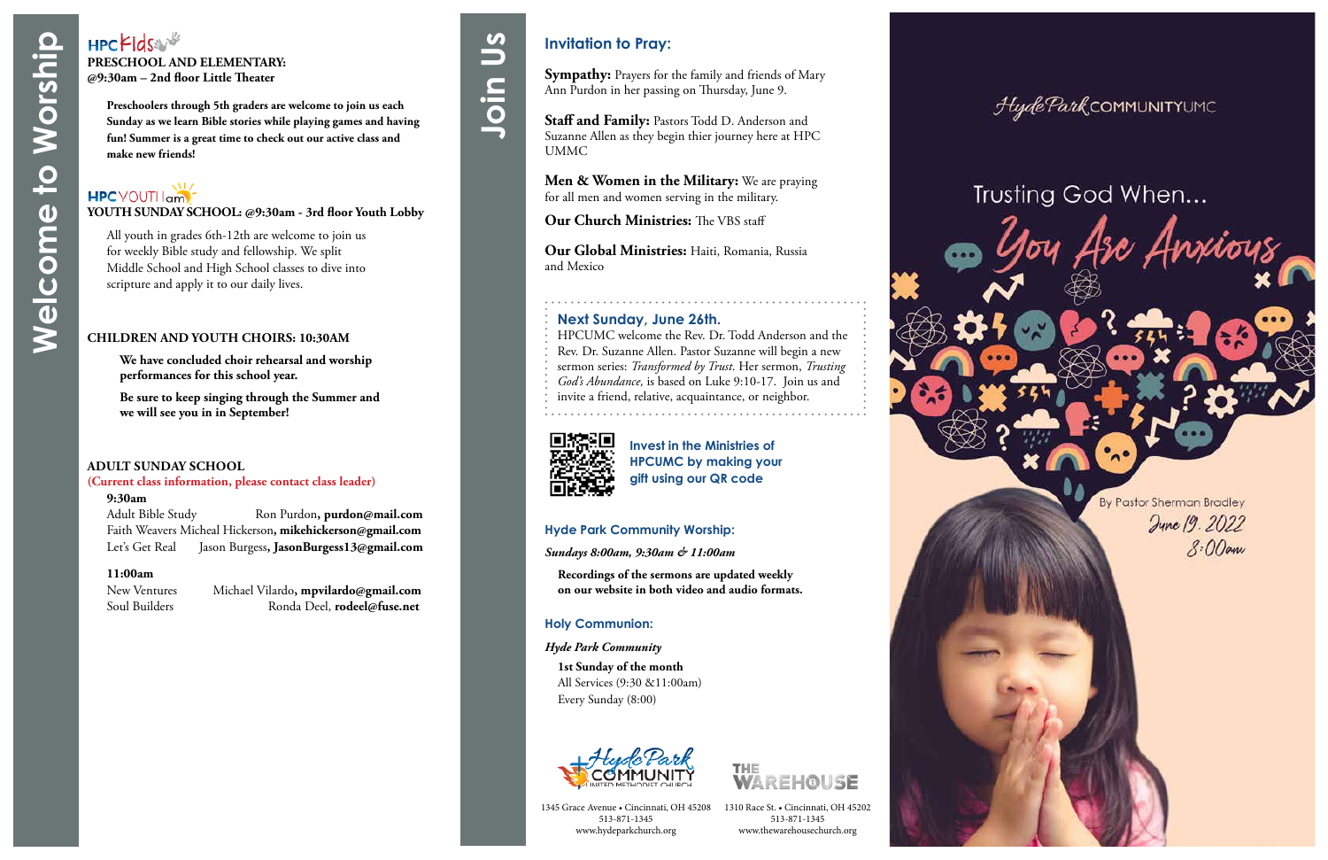# Welcome to Worship

## HPC Kids

**PRESCHOOL AND ELEMENTARY:**
**@9:30am – 2nd floor Little Theater**

**Preschoolers through 5th graders are welcome to join us each Sunday as we learn Bible stories while playing games and having fun! Summer is a great time to check out our active class and make new friends!**

## HPC YOUTH I am

**YOUTH SUNDAY SCHOOL: @9:30am - 3rd floor Youth Lobby**

All youth in grades 6th-12th are welcome to join us for weekly Bible study and fellowship. We split Middle School and High School classes to dive into scripture and apply it to our daily lives.

**CHILDREN AND YOUTH CHOIRS: 10:30AM**

**We have concluded choir rehearsal and worship performances for this school year.**

**Be sure to keep singing through the Summer and we will see you in in September!**

**ADULT SUNDAY SCHOOL**
**(Current class information, please contact class leader)**

**9:30am**

| | |
|---|---|
| Adult Bible Study | Ron Purdon, **purdon@mail.com** |
| Faith Weavers | Micheal Hickerson, **mikehickerson@gmail.com** |
| Let's Get Real | Jason Burgess, **JasonBurgess13@gmail.com** |

**11:00am**

| | |
|---|---|
| New Ventures | Michael Vilardo, **mpvilardo@gmail.com** |
| Soul Builders | Ronda Deel, **rodeel@fuse.net** |

# Join Us

## Invitation to Pray:

**Sympathy:** Prayers for the family and friends of Mary Ann Purdon in her passing on Thursday, June 9.

**Staff and Family:** Pastors Todd D. Anderson and Suzanne Allen as they begin thier journey here at HPC UMMC

**Men & Women in the Military:** We are praying for all men and women serving in the military.

**Our Church Ministries:** The VBS staff

**Our Global Ministries:** Haiti, Romania, Russia and Mexico

## Next Sunday, June 26th.

HPCUMC welcome the Rev. Dr. Todd Anderson and the Rev. Dr. Suzanne Allen. Pastor Suzanne will begin a new sermon series: *Transformed by Trust*. Her sermon, *Trusting God's Abundance*, is based on Luke 9:10-17. Join us and invite a friend, relative, acquaintance, or neighbor.

**Invest in the Ministries of HPCUMC by making your gift using our QR code**

## Hyde Park Community Worship:

***Sundays 8:00am, 9:30am & 11:00am***

**Recordings of the sermons are updated weekly on our website in both video and audio formats.**

## Holy Communion:

***Hyde Park Community***

**1st Sunday of the month**
All Services (9:30 &11:00am)
Every Sunday (8:00)

Hyde Park Community United Methodist Church
1345 Grace Avenue • Cincinnati, OH 45208
513-871-1345
www.hydeparkchurch.org

The Warehouse
1310 Race St. • Cincinnati, OH 45202
513-871-1345
www.thewarehousechurch.org

Hyde Park COMMUNITY UMC

# Trusting God When... You Are Anxious

By Pastor Sherman Bradley
June 19, 2022
8:00am